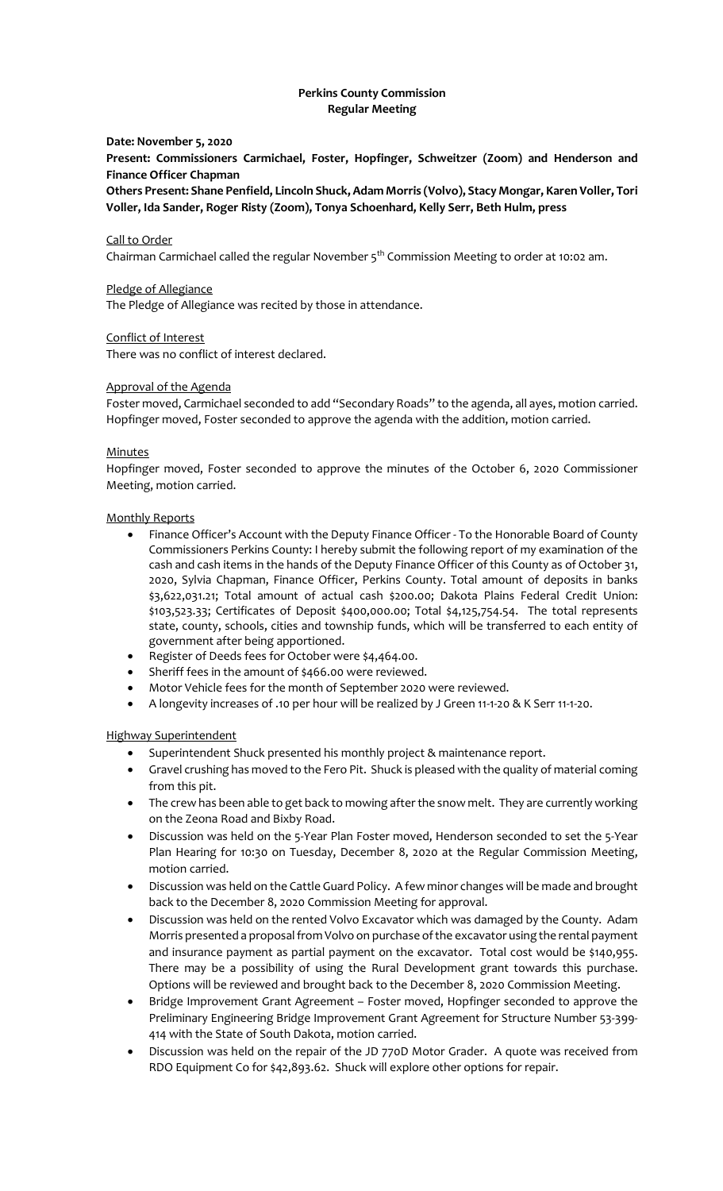**Perkins County Commission**
**Regular Meeting**

**Date: November 5, 2020**

**Present: Commissioners Carmichael, Foster, Hopfinger, Schweitzer (Zoom) and Henderson and Finance Officer Chapman**

**Others Present: Shane Penfield, Lincoln Shuck, Adam Morris (Volvo), Stacy Mongar, Karen Voller, Tori Voller, Ida Sander, Roger Risty (Zoom), Tonya Schoenhard, Kelly Serr, Beth Hulm, press**

Call to Order

Chairman Carmichael called the regular November 5th Commission Meeting to order at 10:02 am.

Pledge of Allegiance

The Pledge of Allegiance was recited by those in attendance.

Conflict of Interest

There was no conflict of interest declared.

Approval of the Agenda

Foster moved, Carmichael seconded to add "Secondary Roads" to the agenda, all ayes, motion carried. Hopfinger moved, Foster seconded to approve the agenda with the addition, motion carried.

Minutes

Hopfinger moved, Foster seconded to approve the minutes of the October 6, 2020 Commissioner Meeting, motion carried.

Monthly Reports

- Finance Officer's Account with the Deputy Finance Officer - To the Honorable Board of County Commissioners Perkins County: I hereby submit the following report of my examination of the cash and cash items in the hands of the Deputy Finance Officer of this County as of October 31, 2020, Sylvia Chapman, Finance Officer, Perkins County. Total amount of deposits in banks $3,622,031.21; Total amount of actual cash $200.00; Dakota Plains Federal Credit Union: $103,523.33; Certificates of Deposit $400,000.00; Total $4,125,754.54. The total represents state, county, schools, cities and township funds, which will be transferred to each entity of government after being apportioned.
- Register of Deeds fees for October were $4,464.00.
- Sheriff fees in the amount of $466.00 were reviewed.
- Motor Vehicle fees for the month of September 2020 were reviewed.
- A longevity increases of .10 per hour will be realized by J Green 11-1-20 & K Serr 11-1-20.

Highway Superintendent

- Superintendent Shuck presented his monthly project & maintenance report.
- Gravel crushing has moved to the Fero Pit. Shuck is pleased with the quality of material coming from this pit.
- The crew has been able to get back to mowing after the snow melt. They are currently working on the Zeona Road and Bixby Road.
- Discussion was held on the 5-Year Plan Foster moved, Henderson seconded to set the 5-Year Plan Hearing for 10:30 on Tuesday, December 8, 2020 at the Regular Commission Meeting, motion carried.
- Discussion was held on the Cattle Guard Policy. A few minor changes will be made and brought back to the December 8, 2020 Commission Meeting for approval.
- Discussion was held on the rented Volvo Excavator which was damaged by the County. Adam Morris presented a proposal from Volvo on purchase of the excavator using the rental payment and insurance payment as partial payment on the excavator. Total cost would be $140,955. There may be a possibility of using the Rural Development grant towards this purchase. Options will be reviewed and brought back to the December 8, 2020 Commission Meeting.
- Bridge Improvement Grant Agreement – Foster moved, Hopfinger seconded to approve the Preliminary Engineering Bridge Improvement Grant Agreement for Structure Number 53-399-414 with the State of South Dakota, motion carried.
- Discussion was held on the repair of the JD 770D Motor Grader. A quote was received from RDO Equipment Co for $42,893.62. Shuck will explore other options for repair.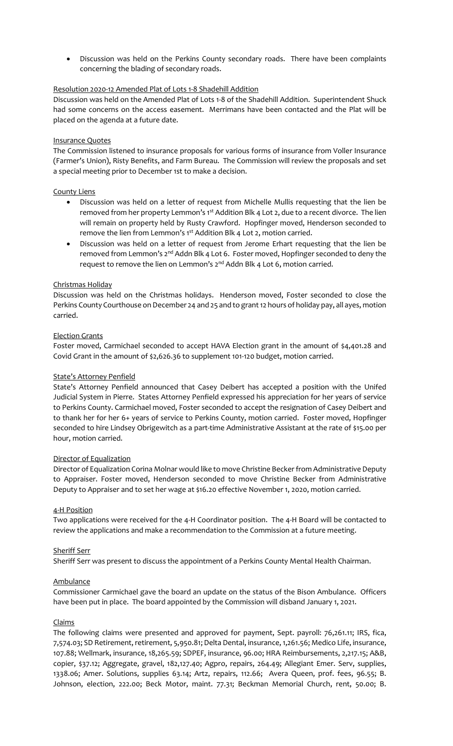- Discussion was held on the Perkins County secondary roads. There have been complaints concerning the blading of secondary roads.

Resolution 2020-12 Amended Plat of Lots 1-8 Shadehill Addition

Discussion was held on the Amended Plat of Lots 1-8 of the Shadehill Addition. Superintendent Shuck had some concerns on the access easement. Merrimans have been contacted and the Plat will be placed on the agenda at a future date.

Insurance Quotes

The Commission listened to insurance proposals for various forms of insurance from Voller Insurance (Farmer's Union), Risty Benefits, and Farm Bureau. The Commission will review the proposals and set a special meeting prior to December 1st to make a decision.

County Liens

- Discussion was held on a letter of request from Michelle Mullis requesting that the lien be removed from her property Lemmon's 1st Addition Blk 4 Lot 2, due to a recent divorce. The lien will remain on property held by Rusty Crawford. Hopfinger moved, Henderson seconded to remove the lien from Lemmon's 1st Addition Blk 4 Lot 2, motion carried.
- Discussion was held on a letter of request from Jerome Erhart requesting that the lien be removed from Lemmon's 2nd Addn Blk 4 Lot 6. Foster moved, Hopfinger seconded to deny the request to remove the lien on Lemmon's 2nd Addn Blk 4 Lot 6, motion carried.

Christmas Holiday

Discussion was held on the Christmas holidays. Henderson moved, Foster seconded to close the Perkins County Courthouse on December 24 and 25 and to grant 12 hours of holiday pay, all ayes, motion carried.

Election Grants

Foster moved, Carmichael seconded to accept HAVA Election grant in the amount of $4,401.28 and Covid Grant in the amount of $2,626.36 to supplement 101-120 budget, motion carried.

State's Attorney Penfield

State's Attorney Penfield announced that Casey Deibert has accepted a position with the Unifed Judicial System in Pierre. States Attorney Penfield expressed his appreciation for her years of service to Perkins County. Carmichael moved, Foster seconded to accept the resignation of Casey Deibert and to thank her for her 6+ years of service to Perkins County, motion carried. Foster moved, Hopfinger seconded to hire Lindsey Obrigewitch as a part-time Administrative Assistant at the rate of $15.00 per hour, motion carried.

Director of Equalization

Director of Equalization Corina Molnar would like to move Christine Becker from Administrative Deputy to Appraiser. Foster moved, Henderson seconded to move Christine Becker from Administrative Deputy to Appraiser and to set her wage at $16.20 effective November 1, 2020, motion carried.

4-H Position

Two applications were received for the 4-H Coordinator position. The 4-H Board will be contacted to review the applications and make a recommendation to the Commission at a future meeting.

Sheriff Serr

Sheriff Serr was present to discuss the appointment of a Perkins County Mental Health Chairman.

Ambulance

Commissioner Carmichael gave the board an update on the status of the Bison Ambulance. Officers have been put in place. The board appointed by the Commission will disband January 1, 2021.

Claims

The following claims were presented and approved for payment, Sept. payroll: 76,261.11; IRS, fica, 7,574.03; SD Retirement, retirement, 5,950.81; Delta Dental, insurance, 1,261.56; Medico Life, insurance, 107.88; Wellmark, insurance, 18,265.59; SDPEF, insurance, 96.00; HRA Reimbursements, 2,217.15; A&B, copier, $37.12; Aggregate, gravel, 182,127.40; Agpro, repairs, 264.49; Allegiant Emer. Serv, supplies, 1338.06; Amer. Solutions, supplies 63.14; Artz, repairs, 112.66; Avera Queen, prof. fees, 96.55; B. Johnson, election, 222.00; Beck Motor, maint. 77.31; Beckman Memorial Church, rent, 50.00; B.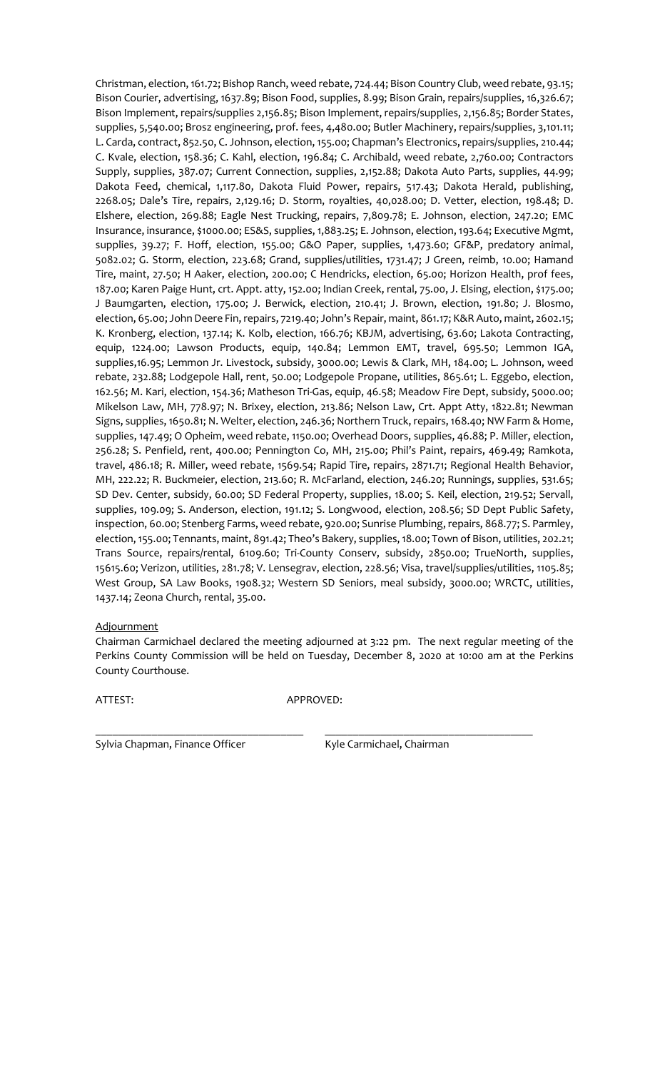Christman, election, 161.72; Bishop Ranch, weed rebate, 724.44; Bison Country Club, weed rebate, 93.15; Bison Courier, advertising, 1637.89; Bison Food, supplies, 8.99; Bison Grain, repairs/supplies, 16,326.67; Bison Implement, repairs/supplies 2,156.85; Bison Implement, repairs/supplies, 2,156.85; Border States, supplies, 5,540.00; Brosz engineering, prof. fees, 4,480.00; Butler Machinery, repairs/supplies, 3,101.11; L. Carda, contract, 852.50, C. Johnson, election, 155.00; Chapman's Electronics, repairs/supplies, 210.44; C. Kvale, election, 158.36; C. Kahl, election, 196.84; C. Archibald, weed rebate, 2,760.00; Contractors Supply, supplies, 387.07; Current Connection, supplies, 2,152.88; Dakota Auto Parts, supplies, 44.99; Dakota Feed, chemical, 1,117.80, Dakota Fluid Power, repairs, 517.43; Dakota Herald, publishing, 2268.05; Dale's Tire, repairs, 2,129.16; D. Storm, royalties, 40,028.00; D. Vetter, election, 198.48; D. Elshere, election, 269.88; Eagle Nest Trucking, repairs, 7,809.78; E. Johnson, election, 247.20; EMC Insurance, insurance, $1000.00; ES&S, supplies, 1,883.25; E. Johnson, election, 193.64; Executive Mgmt, supplies, 39.27; F. Hoff, election, 155.00; G&O Paper, supplies, 1,473.60; GF&P, predatory animal, 5082.02; G. Storm, election, 223.68; Grand, supplies/utilities, 1731.47; J Green, reimb, 10.00; Hamand Tire, maint, 27.50; H Aaker, election, 200.00; C Hendricks, election, 65.00; Horizon Health, prof fees, 187.00; Karen Paige Hunt, crt. Appt. atty, 152.00; Indian Creek, rental, 75.00, J. Elsing, election, $175.00; J Baumgarten, election, 175.00; J. Berwick, election, 210.41; J. Brown, election, 191.80; J. Blosmo, election, 65.00; John Deere Fin, repairs, 7219.40; John's Repair, maint, 861.17; K&R Auto, maint, 2602.15; K. Kronberg, election, 137.14; K. Kolb, election, 166.76; KBJM, advertising, 63.60; Lakota Contracting, equip, 1224.00; Lawson Products, equip, 140.84; Lemmon EMT, travel, 695.50; Lemmon IGA, supplies,16.95; Lemmon Jr. Livestock, subsidy, 3000.00; Lewis & Clark, MH, 184.00; L. Johnson, weed rebate, 232.88; Lodgepole Hall, rent, 50.00; Lodgepole Propane, utilities, 865.61; L. Eggebo, election, 162.56; M. Kari, election, 154.36; Matheson Tri-Gas, equip, 46.58; Meadow Fire Dept, subsidy, 5000.00; Mikelson Law, MH, 778.97; N. Brixey, election, 213.86; Nelson Law, Crt. Appt Atty, 1822.81; Newman Signs, supplies, 1650.81; N. Welter, election, 246.36; Northern Truck, repairs, 168.40; NW Farm & Home, supplies, 147.49; O Opheim, weed rebate, 1150.00; Overhead Doors, supplies, 46.88; P. Miller, election, 256.28; S. Penfield, rent, 400.00; Pennington Co, MH, 215.00; Phil's Paint, repairs, 469.49; Ramkota, travel, 486.18; R. Miller, weed rebate, 1569.54; Rapid Tire, repairs, 2871.71; Regional Health Behavior, MH, 222.22; R. Buckmeier, election, 213.60; R. McFarland, election, 246.20; Runnings, supplies, 531.65; SD Dev. Center, subsidy, 60.00; SD Federal Property, supplies, 18.00; S. Keil, election, 219.52; Servall, supplies, 109.09; S. Anderson, election, 191.12; S. Longwood, election, 208.56; SD Dept Public Safety, inspection, 60.00; Stenberg Farms, weed rebate, 920.00; Sunrise Plumbing, repairs, 868.77; S. Parmley, election, 155.00; Tennants, maint, 891.42; Theo's Bakery, supplies, 18.00; Town of Bison, utilities, 202.21; Trans Source, repairs/rental, 6109.60; Tri-County Conserv, subsidy, 2850.00; TrueNorth, supplies, 15615.60; Verizon, utilities, 281.78; V. Lensegrav, election, 228.56; Visa, travel/supplies/utilities, 1105.85; West Group, SA Law Books, 1908.32; Western SD Seniors, meal subsidy, 3000.00; WRCTC, utilities, 1437.14; Zeona Church, rental, 35.00.

Adjournment

Chairman Carmichael declared the meeting adjourned at 3:22 pm. The next regular meeting of the Perkins County Commission will be held on Tuesday, December 8, 2020 at 10:00 am at the Perkins County Courthouse.

ATTEST: APPROVED:

_____________________________________ _____________________________________

Sylvia Chapman, Finance Officer Kyle Carmichael, Chairman